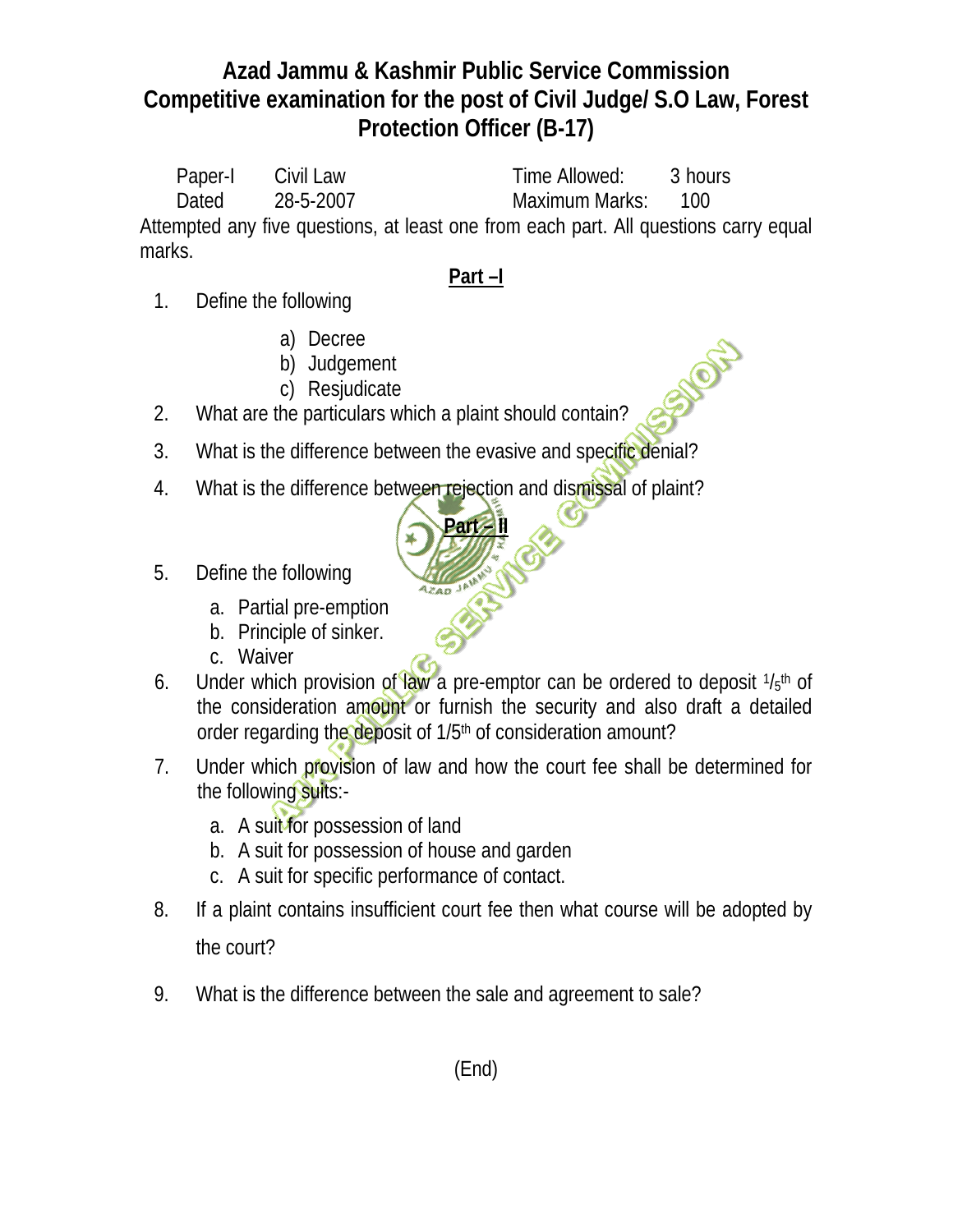# Azad Jammu & Kashmir Public Service Commission

## Competitive examination for the post of Civil Judge/ S.O Law, Forest Protection Officer (B-17)

Paper-I Civil Law Time Allowed: 3 hours

Dated 28-5-2007 Maximum Marks: 100

Attempted any five questions, at least one from each part. All questions carry equal marks.

**Part –I**

1. Define the following
   a) Decree
   b) Judgement
   c) Resjudicate
2. What are the particulars which a plaint should contain?
3. What is the difference between the evasive and specific denial?
4. What is the difference between rejection and dismissal of plaint?

**Part – II**

5. Define the following
   a. Partial pre-emption
   b. Principle of sinker.
   c. Waiver
6. Under which provision of law a pre-emptor can be ordered to deposit $^1/_5$th of the consideration amount or furnish the security and also draft a detailed order regarding the deposit of 1/5th of consideration amount?
7. Under which provision of law and how the court fee shall be determined for the following suits:-
   a. A suit for possession of land
   b. A suit for possession of house and garden
   c. A suit for specific performance of contact.
8. If a plaint contains insufficient court fee then what course will be adopted by the court?
9. What is the difference between the sale and agreement to sale?

(End)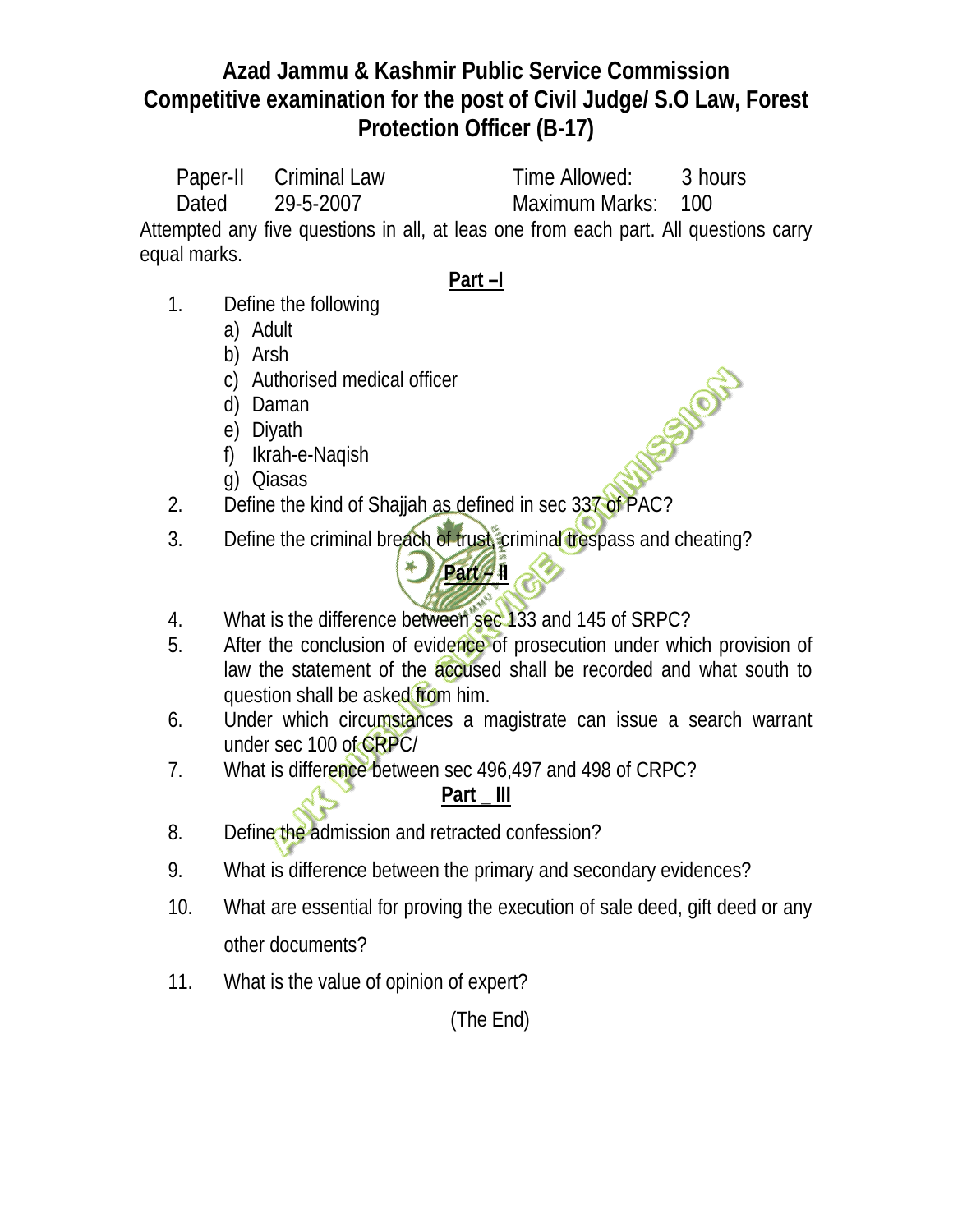# Azad Jammu & Kashmir Public Service Commission
## Competitive examination for the post of Civil Judge/ S.O Law, Forest Protection Officer (B-17)

| | | | |
|---|---|---|---|
| Paper-II | Criminal Law | Time Allowed: | 3 hours |
| Dated | 29-5-2007 | Maximum Marks: | 100 |

Attempted any five questions in all, at leas one from each part. All questions carry equal marks.

**Part –I**

1. Define the following
   a) Adult
   b) Arsh
   c) Authorised medical officer
   d) Daman
   e) Diyath
   f) Ikrah-e-Naqish
   g) Qiasas
2. Define the kind of Shajjah as defined in sec 337 of PAC?
3. Define the criminal breach of trust, criminal trespass and cheating?

**Part – II**

4. What is the difference between sec 133 and 145 of SRPC?
5. After the conclusion of evidence of prosecution under which provision of law the statement of the accused shall be recorded and what south to question shall be asked from him.
6. Under which circumstances a magistrate can issue a search warrant under sec 100 of CRPC/
7. What is difference between sec 496,497 and 498 of CRPC?

**Part _ III**

8. Define the admission and retracted confession?
9. What is difference between the primary and secondary evidences?
10. What are essential for proving the execution of sale deed, gift deed or any other documents?
11. What is the value of opinion of expert?

(The End)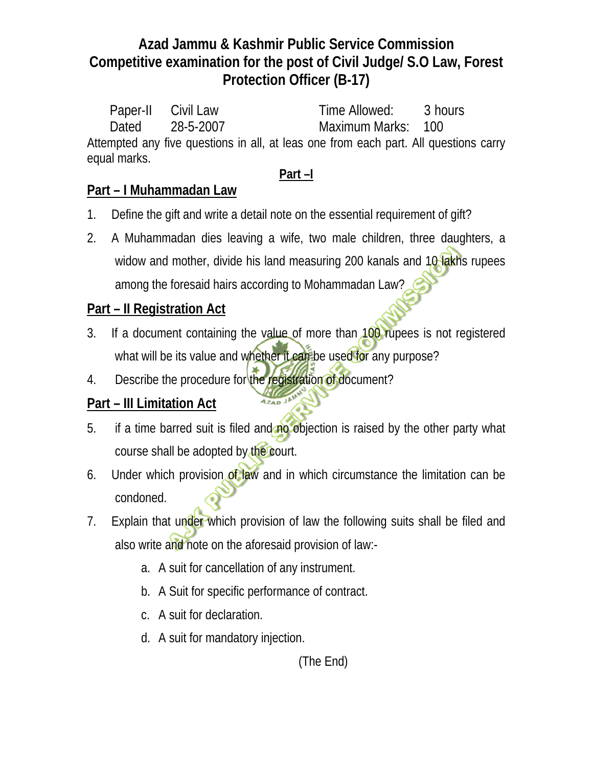# Azad Jammu & Kashmir Public Service Commission
## Competitive examination for the post of Civil Judge/ S.O Law, Forest Protection Officer (B-17)

| | | | |
|---|---|---|---|
| Paper-II | Civil Law | Time Allowed: | 3 hours |
| Dated | 28-5-2007 | Maximum Marks: | 100 |

Attempted any five questions in all, at leas one from each part. All questions carry equal marks.

**Part –I**

### Part – I Muhammadan Law

1. Define the gift and write a detail note on the essential requirement of gift?
2. A Muhammadan dies leaving a wife, two male children, three daughters, a widow and mother, divide his land measuring 200 kanals and 10 lakhs rupees among the foresaid hairs according to Mohammadan Law?

### Part – II Registration Act

3. If a document containing the value of more than 100 rupees is not registered what will be its value and whether it can be used for any purpose?
4. Describe the procedure for the registration of document?

### Part – III Limitation Act

5. if a time barred suit is filed and no objection is raised by the other party what course shall be adopted by the court.
6. Under which provision of law and in which circumstance the limitation can be condoned.
7. Explain that under which provision of law the following suits shall be filed and also write and note on the aforesaid provision of law:-
   a. A suit for cancellation of any instrument.
   b. A Suit for specific performance of contract.
   c. A suit for declaration.
   d. A suit for mandatory injection.

(The End)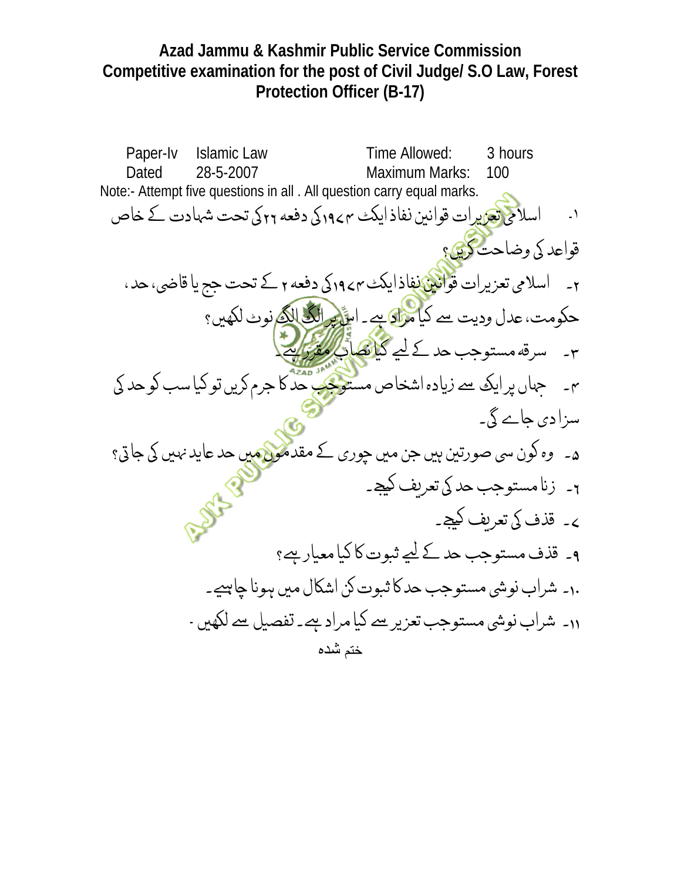**Azad Jammu & Kashmir Public Service Commission**
**Competitive examination for the post of Civil Judge/ S.O Law, Forest Protection Officer (B-17)**

| | | | |
|---|---|---|---|
| Paper-Iv | Islamic Law | Time Allowed: | 3 hours |
| Dated | 28-5-2007 | Maximum Marks: | 100 |

Note:- Attempt five questions in all . All question carry equal marks.

۱۔ اسلامی تعزیرات قوانین نفاذ ایکٹ ۱۹۷۴کی دفعہ ۲۶کی تحت شہادت کے خاص قواعد کی وضاحت کریں؟

۲۔ اسلامی تعزیرات قوانین نفاذ ایکٹ ۱۹۷۴کی دفعہ ۲ کے تحت جج یا قاضی، حد، حکومت، عدل ودیت سے کیا مراد ہے۔ اس پر الگ الگ نوٹ لکھیں؟

۳۔ سرقہ مستوجب حد کے لیے کیا نصاب مقرر ہے۔

۴۔ جہاں پر ایک سے زیادہ اشخاص مستوجب حد کا جرم کریں تو کیا سب کو حد کی سزا دی جاے گی۔

۵۔ وہ کون سی صورتین ہیں جن میں چوری کے مقدموں میں حد عاید نہیں کی جاتی؟

۶۔ زنا مستوجب حد کی تعریف کیجے۔

۷۔ قذف کی تعریف کیجے۔

۹۔ قذف مستوجب حد کے لیے ثبوت کا کیا معیار ہے؟

۱۰۔ شراب نوشی مستوجب حد کا ثبوت کن اشکال میں ہونا چاہیے۔

۱۱۔ شراب نوشی مستوجب تعزیر سے کیا مراد ہے۔ تفصیل سے لکھیں ۔

ختم شدہ